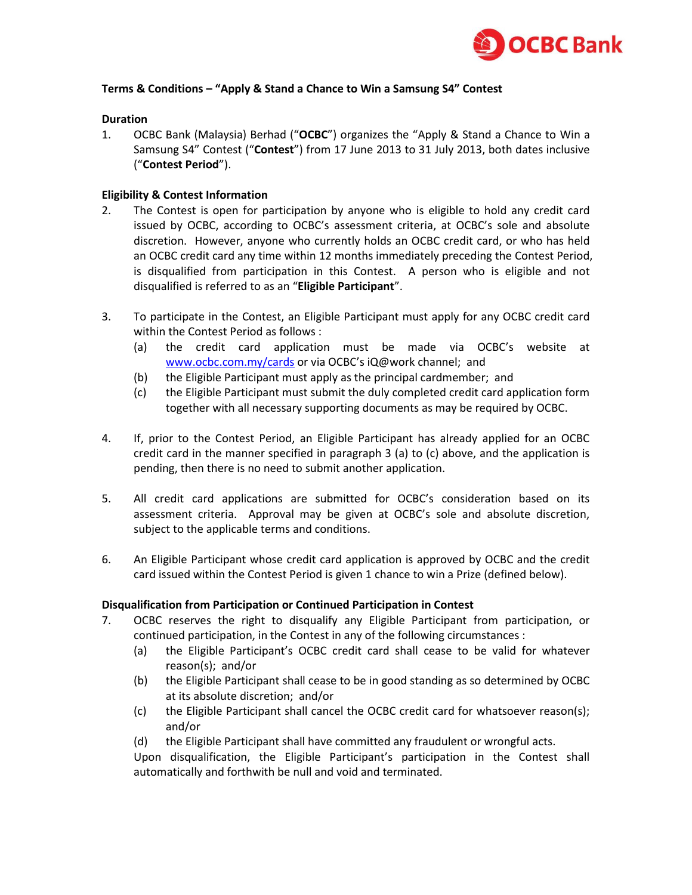## Terms & Conditions – "Apply & Stand a Chance to Win a Samsung S4" Contest

### Duration

1. OCBC Bank (Malaysia) Berhad ("**OCBC**") organizes the "Apply & Stand a Chance to Win a Samsung S4" Contest ("**Contest**") from 17 June 2013 to 31 July 2013, both dates inclusive ("**Contest Period**").

### Eligibility & Contest Information

2. The Contest is open for participation by anyone who is eligible to hold any credit card issued by OCBC, according to OCBC's assessment criteria, at OCBC's sole and absolute discretion. However, anyone who currently holds an OCBC credit card, or who has held an OCBC credit card any time within 12 months immediately preceding the Contest Period, is disqualified from participation in this Contest. A person who is eligible and not disqualified is referred to as an "**Eligible Participant**".

3. To participate in the Contest, an Eligible Participant must apply for any OCBC credit card within the Contest Period as follows :
   - (a) the credit card application must be made via OCBC's website at www.ocbc.com.my/cards or via OCBC's iQ@work channel; and
   - (b) the Eligible Participant must apply as the principal cardmember; and
   - (c) the Eligible Participant must submit the duly completed credit card application form together with all necessary supporting documents as may be required by OCBC.

4. If, prior to the Contest Period, an Eligible Participant has already applied for an OCBC credit card in the manner specified in paragraph 3 (a) to (c) above, and the application is pending, then there is no need to submit another application.

5. All credit card applications are submitted for OCBC's consideration based on its assessment criteria. Approval may be given at OCBC's sole and absolute discretion, subject to the applicable terms and conditions.

6. An Eligible Participant whose credit card application is approved by OCBC and the credit card issued within the Contest Period is given 1 chance to win a Prize (defined below).

### Disqualification from Participation or Continued Participation in Contest

7. OCBC reserves the right to disqualify any Eligible Participant from participation, or continued participation, in the Contest in any of the following circumstances :
   - (a) the Eligible Participant's OCBC credit card shall cease to be valid for whatever reason(s); and/or
   - (b) the Eligible Participant shall cease to be in good standing as so determined by OCBC at its absolute discretion; and/or
   - (c) the Eligible Participant shall cancel the OCBC credit card for whatsoever reason(s); and/or
   - (d) the Eligible Participant shall have committed any fraudulent or wrongful acts.

   Upon disqualification, the Eligible Participant's participation in the Contest shall automatically and forthwith be null and void and terminated.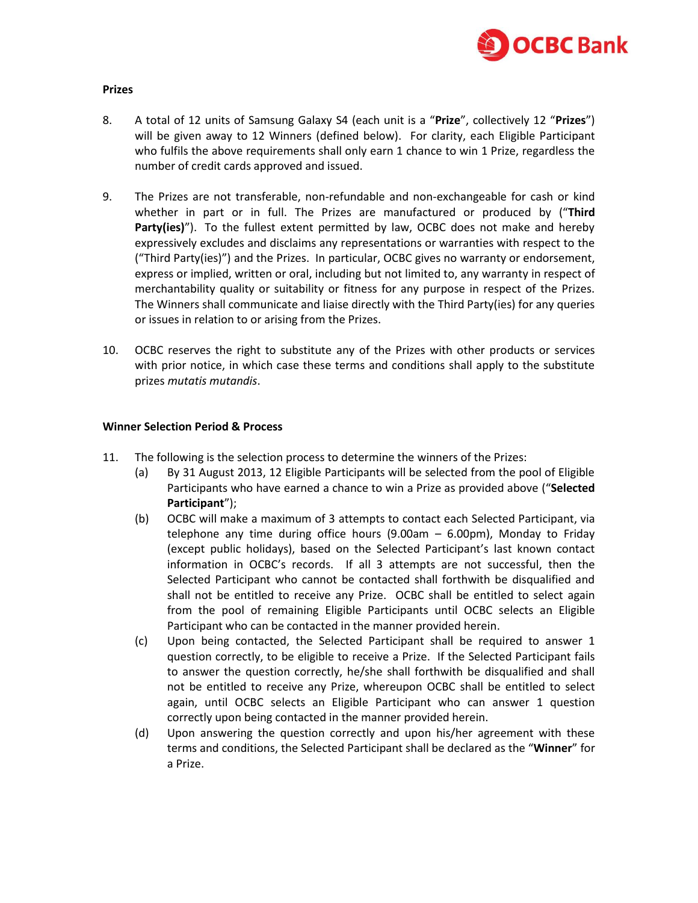## Prizes

8. A total of 12 units of Samsung Galaxy S4 (each unit is a "**Prize**", collectively 12 "**Prizes**") will be given away to 12 Winners (defined below). For clarity, each Eligible Participant who fulfils the above requirements shall only earn 1 chance to win 1 Prize, regardless the number of credit cards approved and issued.

9. The Prizes are not transferable, non-refundable and non-exchangeable for cash or kind whether in part or in full. The Prizes are manufactured or produced by ("**Third Party(ies)**"). To the fullest extent permitted by law, OCBC does not make and hereby expressively excludes and disclaims any representations or warranties with respect to the ("Third Party(ies)") and the Prizes. In particular, OCBC gives no warranty or endorsement, express or implied, written or oral, including but not limited to, any warranty in respect of merchantability quality or suitability or fitness for any purpose in respect of the Prizes. The Winners shall communicate and liaise directly with the Third Party(ies) for any queries or issues in relation to or arising from the Prizes.

10. OCBC reserves the right to substitute any of the Prizes with other products or services with prior notice, in which case these terms and conditions shall apply to the substitute prizes *mutatis mutandis*.

## Winner Selection Period & Process

11. The following is the selection process to determine the winners of the Prizes:
    - (a) By 31 August 2013, 12 Eligible Participants will be selected from the pool of Eligible Participants who have earned a chance to win a Prize as provided above ("**Selected Participant**");
    - (b) OCBC will make a maximum of 3 attempts to contact each Selected Participant, via telephone any time during office hours (9.00am – 6.00pm), Monday to Friday (except public holidays), based on the Selected Participant's last known contact information in OCBC's records. If all 3 attempts are not successful, then the Selected Participant who cannot be contacted shall forthwith be disqualified and shall not be entitled to receive any Prize. OCBC shall be entitled to select again from the pool of remaining Eligible Participants until OCBC selects an Eligible Participant who can be contacted in the manner provided herein.
    - (c) Upon being contacted, the Selected Participant shall be required to answer 1 question correctly, to be eligible to receive a Prize. If the Selected Participant fails to answer the question correctly, he/she shall forthwith be disqualified and shall not be entitled to receive any Prize, whereupon OCBC shall be entitled to select again, until OCBC selects an Eligible Participant who can answer 1 question correctly upon being contacted in the manner provided herein.
    - (d) Upon answering the question correctly and upon his/her agreement with these terms and conditions, the Selected Participant shall be declared as the "**Winner**" for a Prize.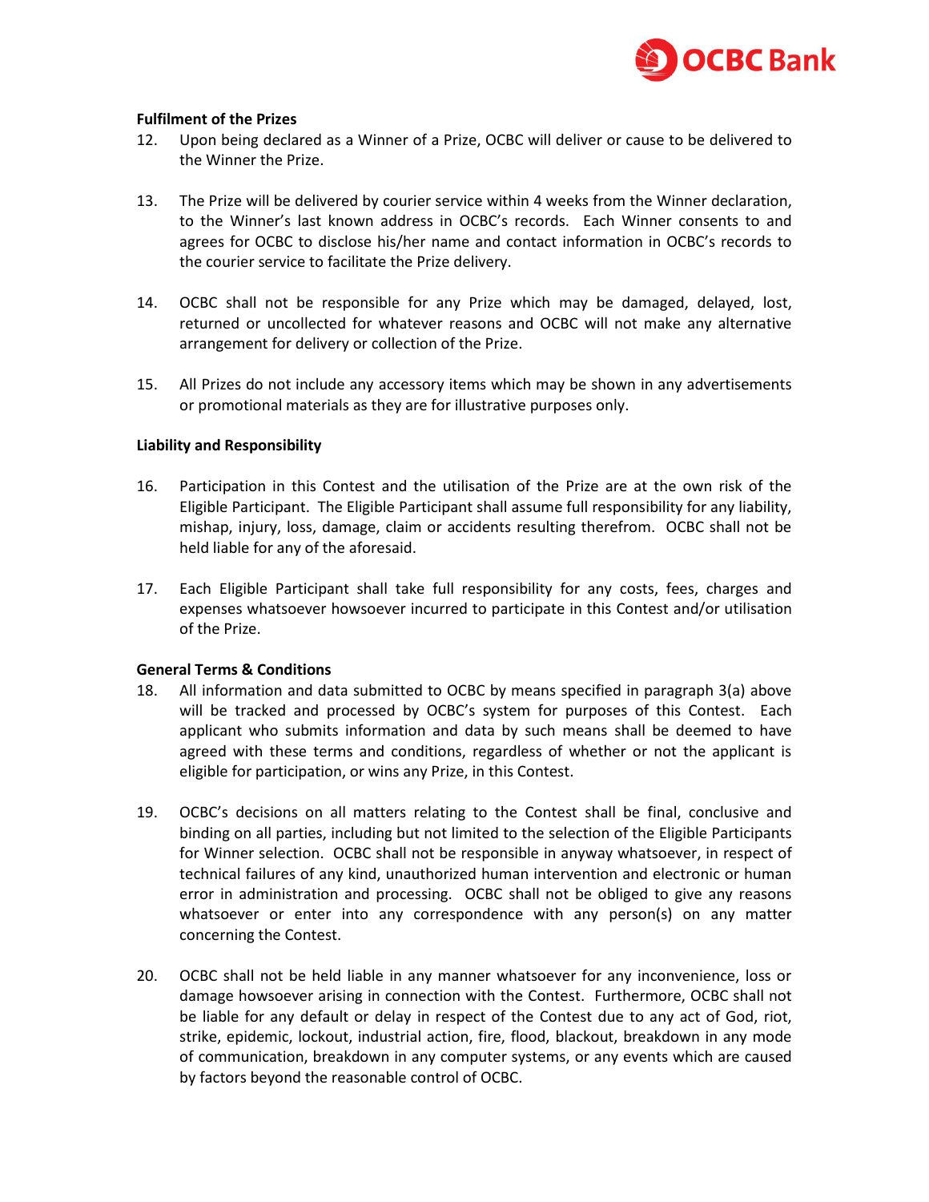**Fulfilment of the Prizes**

12. Upon being declared as a Winner of a Prize, OCBC will deliver or cause to be delivered to the Winner the Prize.

13. The Prize will be delivered by courier service within 4 weeks from the Winner declaration, to the Winner's last known address in OCBC's records. Each Winner consents to and agrees for OCBC to disclose his/her name and contact information in OCBC's records to the courier service to facilitate the Prize delivery.

14. OCBC shall not be responsible for any Prize which may be damaged, delayed, lost, returned or uncollected for whatever reasons and OCBC will not make any alternative arrangement for delivery or collection of the Prize.

15. All Prizes do not include any accessory items which may be shown in any advertisements or promotional materials as they are for illustrative purposes only.

**Liability and Responsibility**

16. Participation in this Contest and the utilisation of the Prize are at the own risk of the Eligible Participant. The Eligible Participant shall assume full responsibility for any liability, mishap, injury, loss, damage, claim or accidents resulting therefrom. OCBC shall not be held liable for any of the aforesaid.

17. Each Eligible Participant shall take full responsibility for any costs, fees, charges and expenses whatsoever howsoever incurred to participate in this Contest and/or utilisation of the Prize.

**General Terms & Conditions**

18. All information and data submitted to OCBC by means specified in paragraph 3(a) above will be tracked and processed by OCBC's system for purposes of this Contest. Each applicant who submits information and data by such means shall be deemed to have agreed with these terms and conditions, regardless of whether or not the applicant is eligible for participation, or wins any Prize, in this Contest.

19. OCBC's decisions on all matters relating to the Contest shall be final, conclusive and binding on all parties, including but not limited to the selection of the Eligible Participants for Winner selection. OCBC shall not be responsible in anyway whatsoever, in respect of technical failures of any kind, unauthorized human intervention and electronic or human error in administration and processing. OCBC shall not be obliged to give any reasons whatsoever or enter into any correspondence with any person(s) on any matter concerning the Contest.

20. OCBC shall not be held liable in any manner whatsoever for any inconvenience, loss or damage howsoever arising in connection with the Contest. Furthermore, OCBC shall not be liable for any default or delay in respect of the Contest due to any act of God, riot, strike, epidemic, lockout, industrial action, fire, flood, blackout, breakdown in any mode of communication, breakdown in any computer systems, or any events which are caused by factors beyond the reasonable control of OCBC.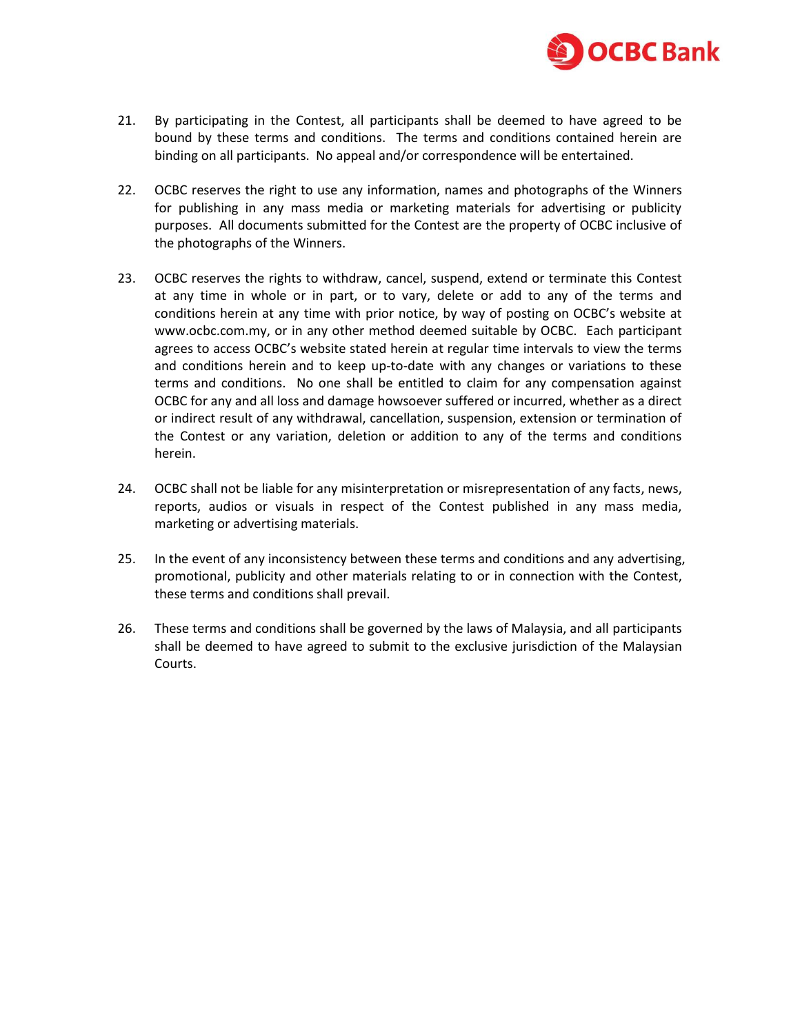21. By participating in the Contest, all participants shall be deemed to have agreed to be bound by these terms and conditions. The terms and conditions contained herein are binding on all participants. No appeal and/or correspondence will be entertained.

22. OCBC reserves the right to use any information, names and photographs of the Winners for publishing in any mass media or marketing materials for advertising or publicity purposes. All documents submitted for the Contest are the property of OCBC inclusive of the photographs of the Winners.

23. OCBC reserves the rights to withdraw, cancel, suspend, extend or terminate this Contest at any time in whole or in part, or to vary, delete or add to any of the terms and conditions herein at any time with prior notice, by way of posting on OCBC's website at www.ocbc.com.my, or in any other method deemed suitable by OCBC. Each participant agrees to access OCBC's website stated herein at regular time intervals to view the terms and conditions herein and to keep up-to-date with any changes or variations to these terms and conditions. No one shall be entitled to claim for any compensation against OCBC for any and all loss and damage howsoever suffered or incurred, whether as a direct or indirect result of any withdrawal, cancellation, suspension, extension or termination of the Contest or any variation, deletion or addition to any of the terms and conditions herein.

24. OCBC shall not be liable for any misinterpretation or misrepresentation of any facts, news, reports, audios or visuals in respect of the Contest published in any mass media, marketing or advertising materials.

25. In the event of any inconsistency between these terms and conditions and any advertising, promotional, publicity and other materials relating to or in connection with the Contest, these terms and conditions shall prevail.

26. These terms and conditions shall be governed by the laws of Malaysia, and all participants shall be deemed to have agreed to submit to the exclusive jurisdiction of the Malaysian Courts.